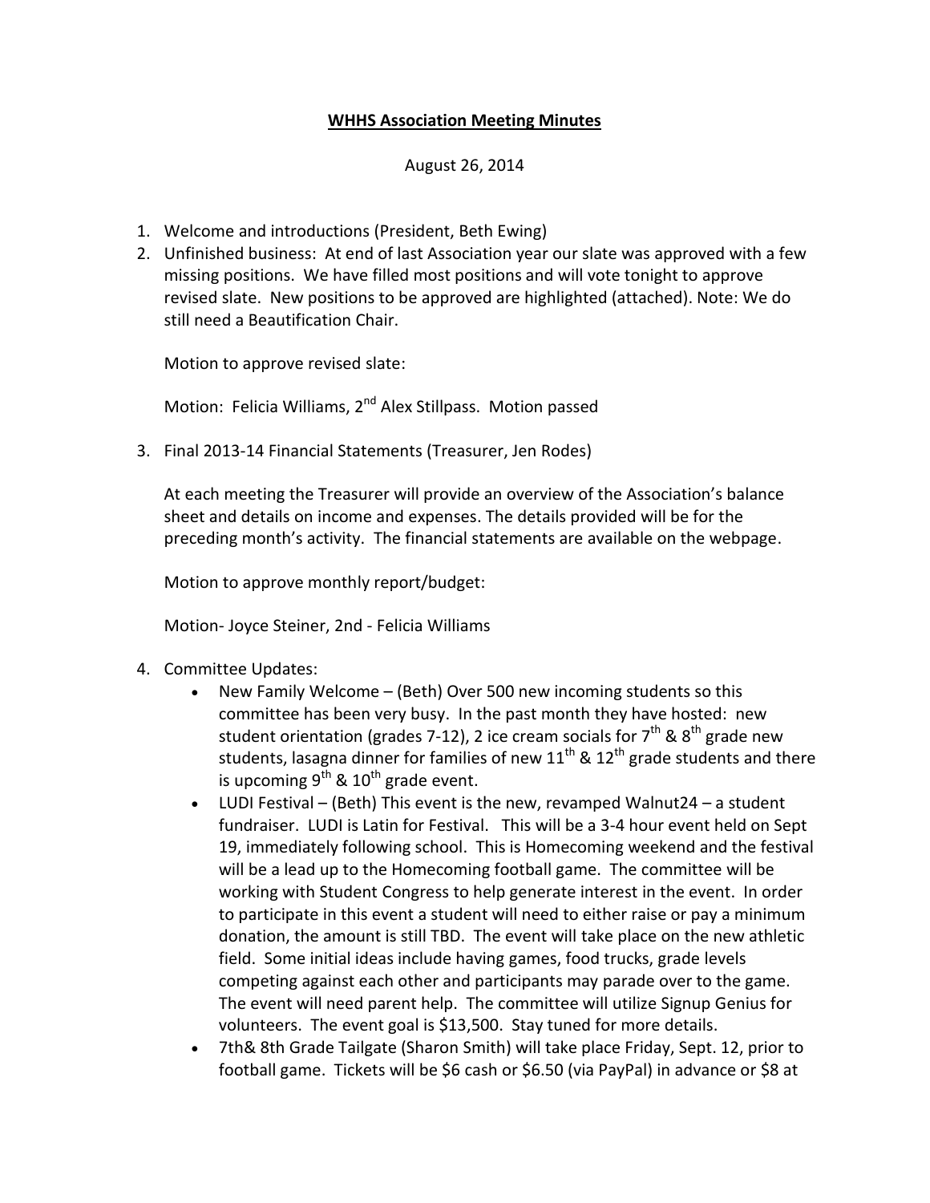**<u>WHHS Association Meeting Minutes</u>**

August 26, 2014

1. Welcome and introductions (President, Beth Ewing)
2. Unfinished business: At end of last Association year our slate was approved with a few missing positions. We have filled most positions and will vote tonight to approve revised slate. New positions to be approved are highlighted (attached). Note: We do still need a Beautification Chair.

   Motion to approve revised slate:

   Motion: Felicia Williams, 2nd Alex Stillpass. Motion passed

3. Final 2013-14 Financial Statements (Treasurer, Jen Rodes)

   At each meeting the Treasurer will provide an overview of the Association's balance sheet and details on income and expenses. The details provided will be for the preceding month's activity. The financial statements are available on the webpage.

   Motion to approve monthly report/budget:

   Motion- Joyce Steiner, 2nd - Felicia Williams

4. Committee Updates:
   - New Family Welcome – (Beth) Over 500 new incoming students so this committee has been very busy. In the past month they have hosted: new student orientation (grades 7-12), 2 ice cream socials for 7th & 8th grade new students, lasagna dinner for families of new 11th & 12th grade students and there is upcoming 9th & 10th grade event.
   - LUDI Festival – (Beth) This event is the new, revamped Walnut24 – a student fundraiser. LUDI is Latin for Festival. This will be a 3-4 hour event held on Sept 19, immediately following school. This is Homecoming weekend and the festival will be a lead up to the Homecoming football game. The committee will be working with Student Congress to help generate interest in the event. In order to participate in this event a student will need to either raise or pay a minimum donation, the amount is still TBD. The event will take place on the new athletic field. Some initial ideas include having games, food trucks, grade levels competing against each other and participants may parade over to the game. The event will need parent help. The committee will utilize Signup Genius for volunteers. The event goal is $13,500. Stay tuned for more details.
   - 7th& 8th Grade Tailgate (Sharon Smith) will take place Friday, Sept. 12, prior to football game. Tickets will be $6 cash or $6.50 (via PayPal) in advance or $8 at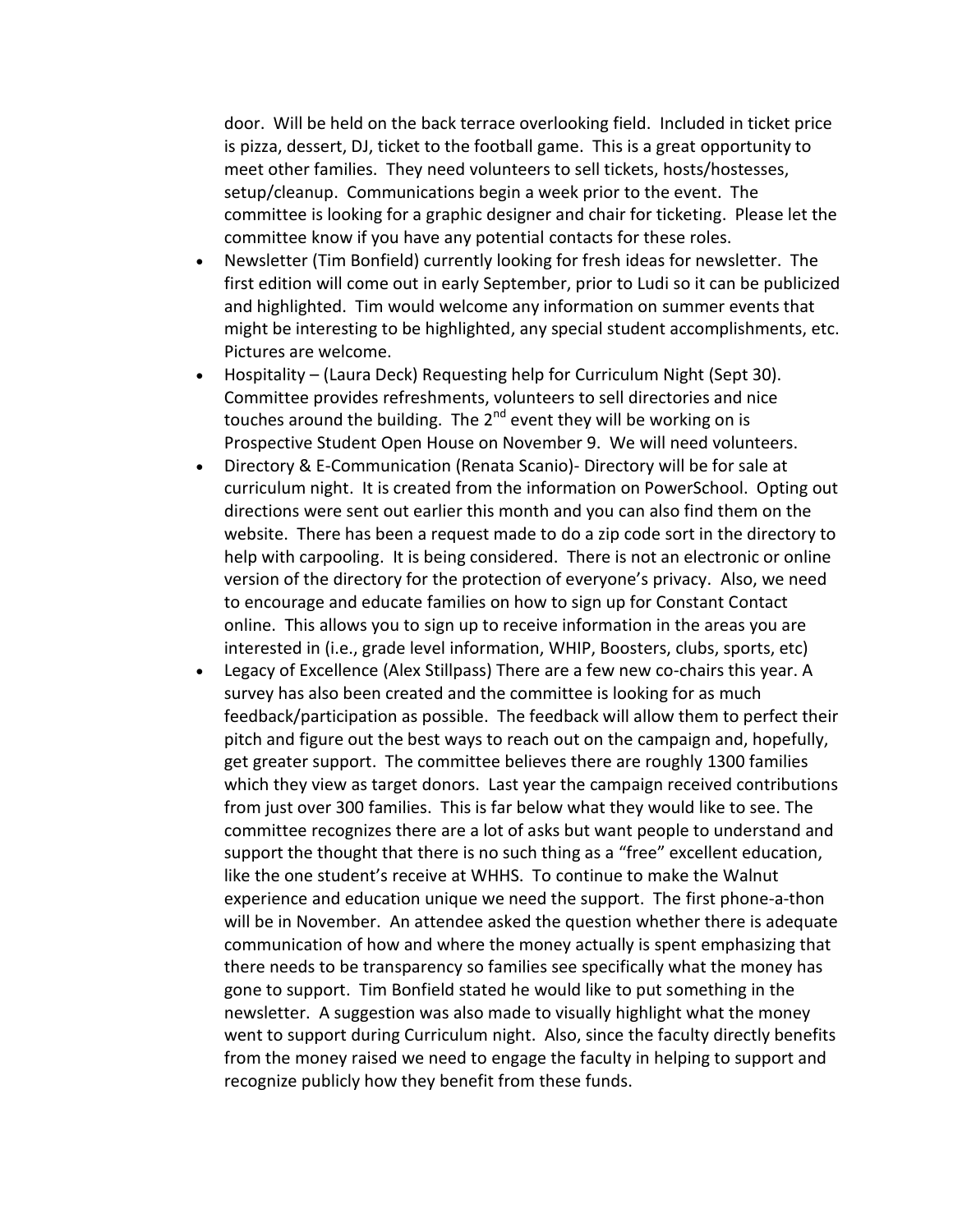door. Will be held on the back terrace overlooking field. Included in ticket price is pizza, dessert, DJ, ticket to the football game. This is a great opportunity to meet other families. They need volunteers to sell tickets, hosts/hostesses, setup/cleanup. Communications begin a week prior to the event. The committee is looking for a graphic designer and chair for ticketing. Please let the committee know if you have any potential contacts for these roles.

- Newsletter (Tim Bonfield) currently looking for fresh ideas for newsletter. The first edition will come out in early September, prior to Ludi so it can be publicized and highlighted. Tim would welcome any information on summer events that might be interesting to be highlighted, any special student accomplishments, etc. Pictures are welcome.
- Hospitality – (Laura Deck) Requesting help for Curriculum Night (Sept 30). Committee provides refreshments, volunteers to sell directories and nice touches around the building. The 2nd event they will be working on is Prospective Student Open House on November 9. We will need volunteers.
- Directory & E-Communication (Renata Scanio)- Directory will be for sale at curriculum night. It is created from the information on PowerSchool. Opting out directions were sent out earlier this month and you can also find them on the website. There has been a request made to do a zip code sort in the directory to help with carpooling. It is being considered. There is not an electronic or online version of the directory for the protection of everyone's privacy. Also, we need to encourage and educate families on how to sign up for Constant Contact online. This allows you to sign up to receive information in the areas you are interested in (i.e., grade level information, WHIP, Boosters, clubs, sports, etc)
- Legacy of Excellence (Alex Stillpass) There are a few new co-chairs this year. A survey has also been created and the committee is looking for as much feedback/participation as possible. The feedback will allow them to perfect their pitch and figure out the best ways to reach out on the campaign and, hopefully, get greater support. The committee believes there are roughly 1300 families which they view as target donors. Last year the campaign received contributions from just over 300 families. This is far below what they would like to see. The committee recognizes there are a lot of asks but want people to understand and support the thought that there is no such thing as a "free" excellent education, like the one student's receive at WHHS. To continue to make the Walnut experience and education unique we need the support. The first phone-a-thon will be in November. An attendee asked the question whether there is adequate communication of how and where the money actually is spent emphasizing that there needs to be transparency so families see specifically what the money has gone to support. Tim Bonfield stated he would like to put something in the newsletter. A suggestion was also made to visually highlight what the money went to support during Curriculum night. Also, since the faculty directly benefits from the money raised we need to engage the faculty in helping to support and recognize publicly how they benefit from these funds.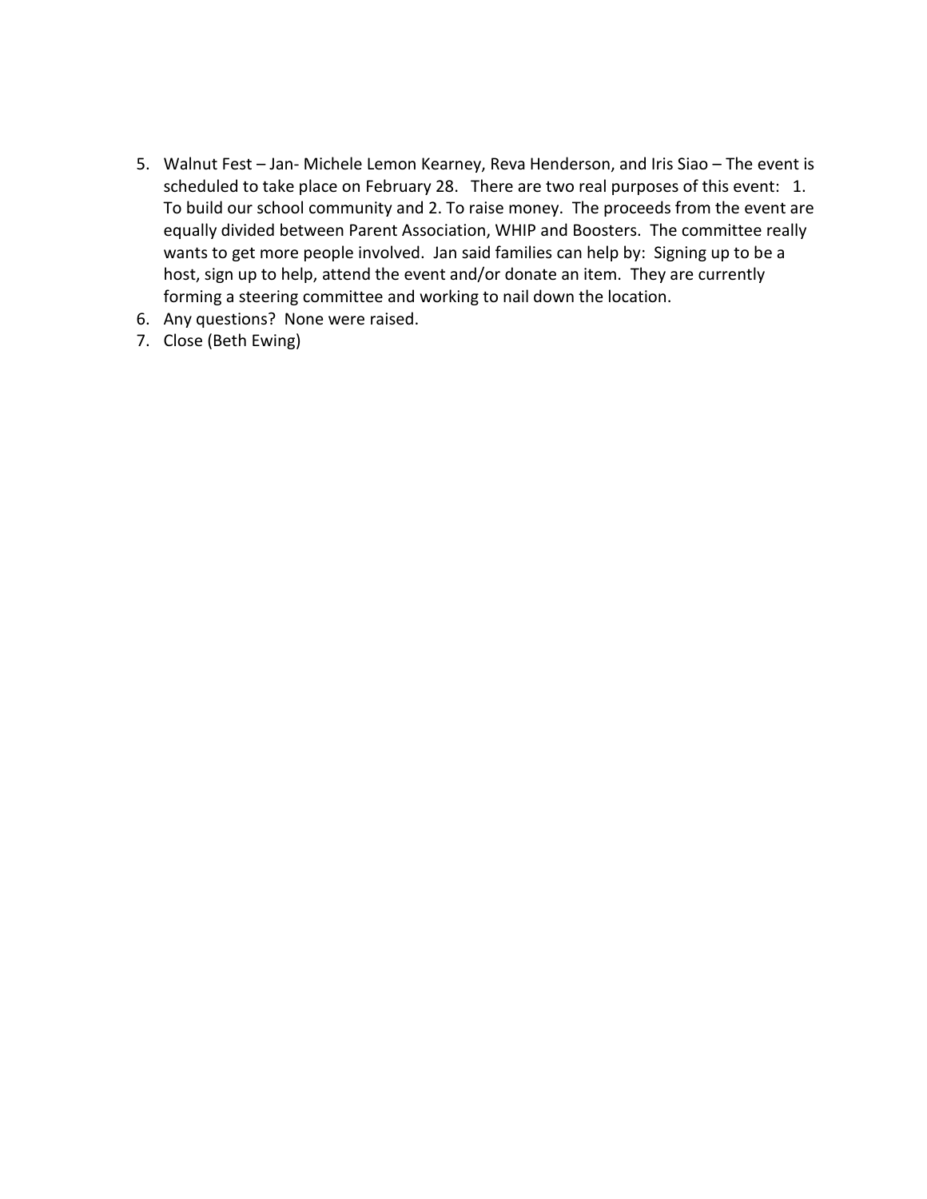5. Walnut Fest – Jan- Michele Lemon Kearney, Reva Henderson, and Iris Siao – The event is scheduled to take place on February 28. There are two real purposes of this event: 1. To build our school community and 2. To raise money. The proceeds from the event are equally divided between Parent Association, WHIP and Boosters. The committee really wants to get more people involved. Jan said families can help by: Signing up to be a host, sign up to help, attend the event and/or donate an item. They are currently forming a steering committee and working to nail down the location.
6. Any questions? None were raised.
7. Close (Beth Ewing)